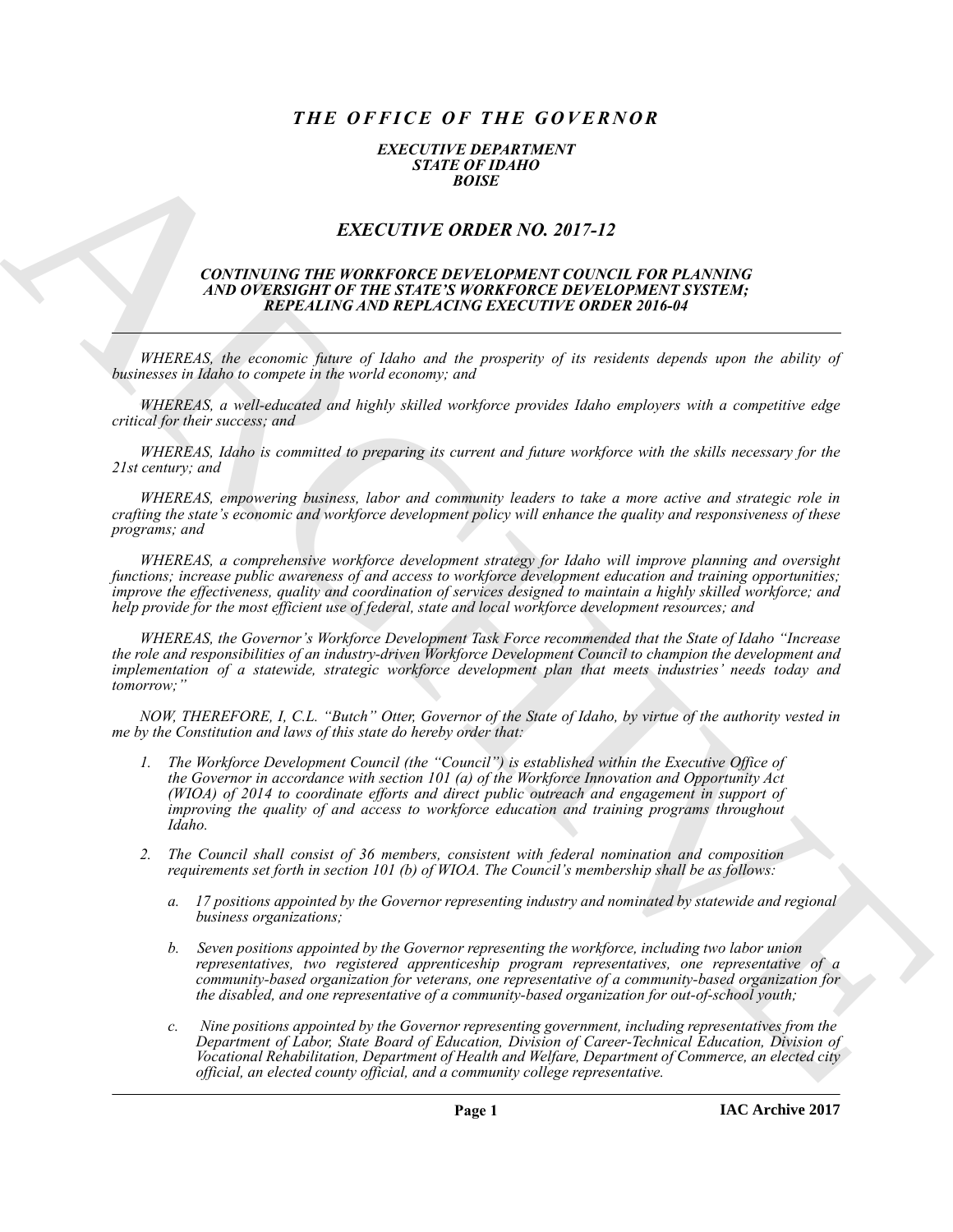# *THE OFFICE OF THE GOVERNOR*

***EXECUTIVE DEPARTMENT***
***STATE OF IDAHO***
***BOISE***

## *EXECUTIVE ORDER NO. 2017-12*

### *CONTINUING THE WORKFORCE DEVELOPMENT COUNCIL FOR PLANNING AND OVERSIGHT OF THE STATE'S WORKFORCE DEVELOPMENT SYSTEM; REPEALING AND REPLACING EXECUTIVE ORDER 2016-04*

---

*WHEREAS, the economic future of Idaho and the prosperity of its residents depends upon the ability of businesses in Idaho to compete in the world economy; and*

*WHEREAS, a well-educated and highly skilled workforce provides Idaho employers with a competitive edge critical for their success; and*

*WHEREAS, Idaho is committed to preparing its current and future workforce with the skills necessary for the 21st century; and*

*WHEREAS, empowering business, labor and community leaders to take a more active and strategic role in crafting the state's economic and workforce development policy will enhance the quality and responsiveness of these programs; and*

*WHEREAS, a comprehensive workforce development strategy for Idaho will improve planning and oversight functions; increase public awareness of and access to workforce development education and training opportunities; improve the effectiveness, quality and coordination of services designed to maintain a highly skilled workforce; and help provide for the most efficient use of federal, state and local workforce development resources; and*

*WHEREAS, the Governor's Workforce Development Task Force recommended that the State of Idaho "Increase the role and responsibilities of an industry-driven Workforce Development Council to champion the development and implementation of a statewide, strategic workforce development plan that meets industries' needs today and tomorrow;"*

*NOW, THEREFORE, I, C.L. "Butch" Otter, Governor of the State of Idaho, by virtue of the authority vested in me by the Constitution and laws of this state do hereby order that:*

1. *The Workforce Development Council (the "Council") is established within the Executive Office of the Governor in accordance with section 101 (a) of the Workforce Innovation and Opportunity Act (WIOA) of 2014 to coordinate efforts and direct public outreach and engagement in support of improving the quality of and access to workforce education and training programs throughout Idaho.*

2. *The Council shall consist of 36 members, consistent with federal nomination and composition requirements set forth in section 101 (b) of WIOA. The Council's membership shall be as follows:*

   a. *17 positions appointed by the Governor representing industry and nominated by statewide and regional business organizations;*

   b. *Seven positions appointed by the Governor representing the workforce, including two labor union representatives, two registered apprenticeship program representatives, one representative of a community-based organization for veterans, one representative of a community-based organization for the disabled, and one representative of a community-based organization for out-of-school youth;*

   c. *Nine positions appointed by the Governor representing government, including representatives from the Department of Labor, State Board of Education, Division of Career-Technical Education, Division of Vocational Rehabilitation, Department of Health and Welfare, Department of Commerce, an elected city official, an elected county official, and a community college representative.*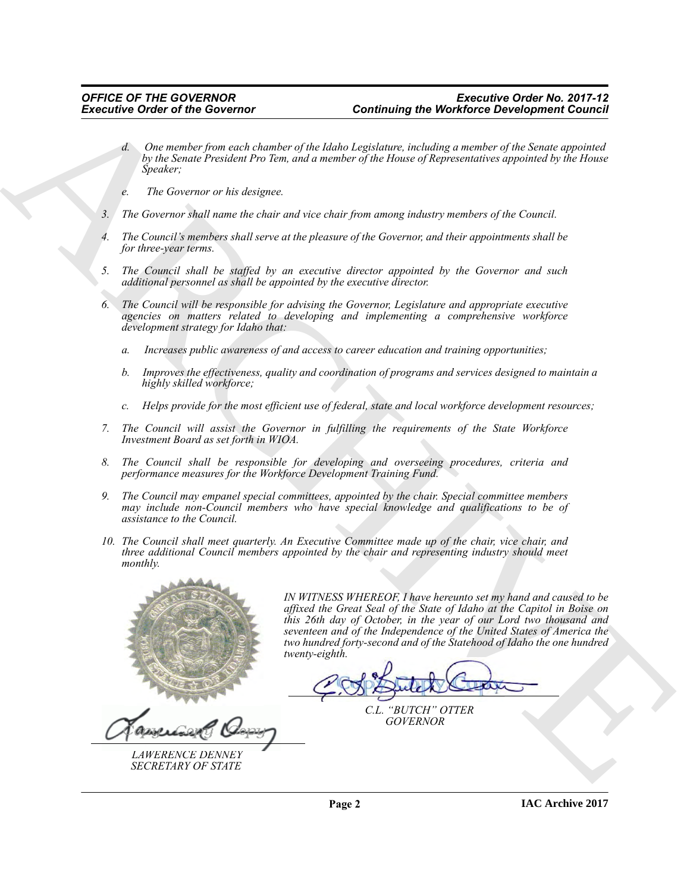d. One member from each chamber of the Idaho Legislature, including a member of the Senate appointed by the Senate President Pro Tem, and a member of the House of Representatives appointed by the House Speaker;

e. The Governor or his designee.

3. The Governor shall name the chair and vice chair from among industry members of the Council.

4. The Council's members shall serve at the pleasure of the Governor, and their appointments shall be for three-year terms.

5. The Council shall be staffed by an executive director appointed by the Governor and such additional personnel as shall be appointed by the executive director.

6. The Council will be responsible for advising the Governor, Legislature and appropriate executive agencies on matters related to developing and implementing a comprehensive workforce development strategy for Idaho that:

   a. Increases public awareness of and access to career education and training opportunities;

   b. Improves the effectiveness, quality and coordination of programs and services designed to maintain a highly skilled workforce;

   c. Helps provide for the most efficient use of federal, state and local workforce development resources;

7. The Council will assist the Governor in fulfilling the requirements of the State Workforce Investment Board as set forth in WIOA.

8. The Council shall be responsible for developing and overseeing procedures, criteria and performance measures for the Workforce Development Training Fund.

9. The Council may empanel special committees, appointed by the chair. Special committee members may include non-Council members who have special knowledge and qualifications to be of assistance to the Council.

10. The Council shall meet quarterly. An Executive Committee made up of the chair, vice chair, and three additional Council members appointed by the chair and representing industry should meet monthly.

*IN WITNESS WHEREOF, I have hereunto set my hand and caused to be affixed the Great Seal of the State of Idaho at the Capitol in Boise on this 26th day of October, in the year of our Lord two thousand and seventeen and of the Independence of the United States of America the two hundred forty-second and of the Statehood of Idaho the one hundred twenty-eighth.*

C.L. "BUTCH" OTTER
GOVERNOR

LAWERENCE DENNEY
SECRETARY OF STATE